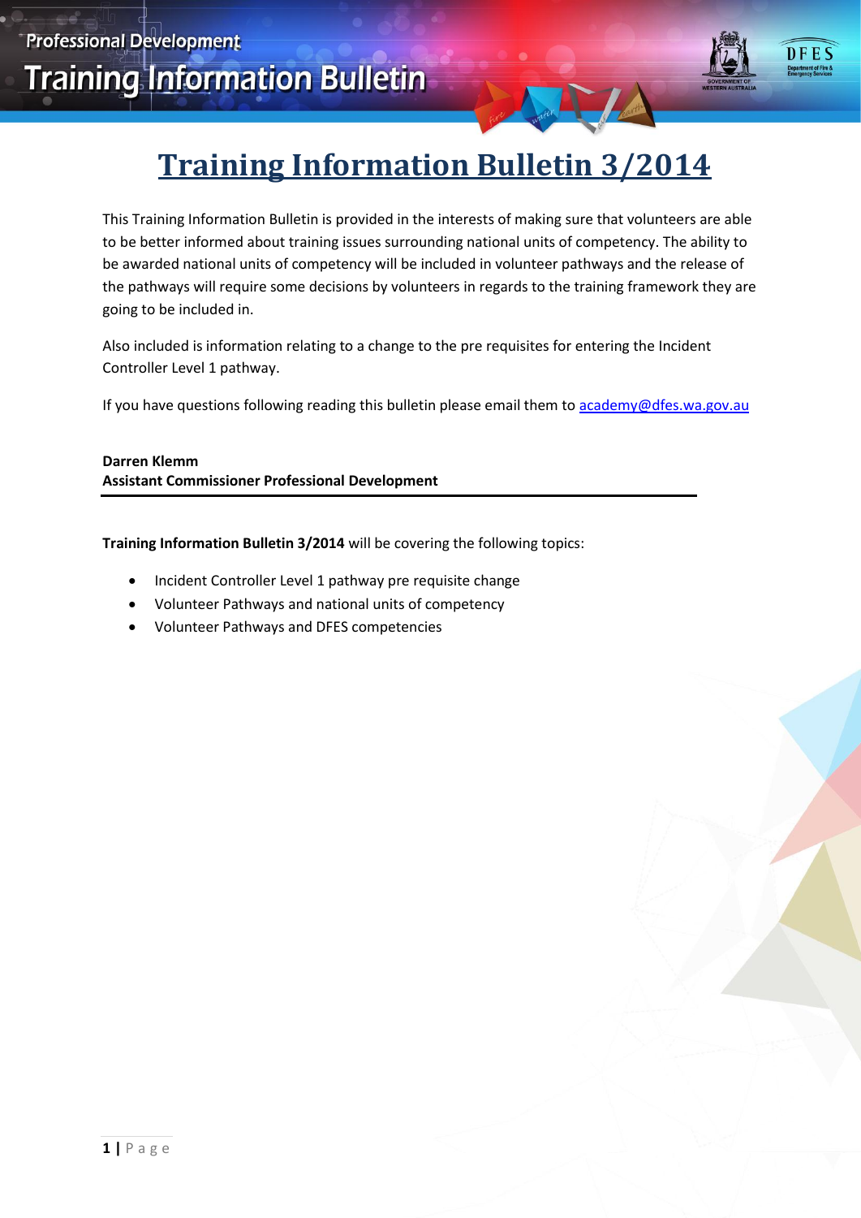# Training Information Bulletin 3/2014

This Training Information Bulletin is provided in the interests of making sure that volunteers are able to be better informed about training issues surrounding national units of competency. The ability to be awarded national units of competency will be included in volunteer pathways and the release of the pathways will require some decisions by volunteers in regards to the training framework they are going to be included in.

Also included is information relating to a change to the pre requisites for entering the Incident Controller Level 1 pathway.

If you have questions following reading this bulletin please email them to academy@dfes.wa.gov.au

**Darren Klemm**
**Assistant Commissioner Professional Development**

---

**Training Information Bulletin 3/2014** will be covering the following topics:

- Incident Controller Level 1 pathway pre requisite change
- Volunteer Pathways and national units of competency
- Volunteer Pathways and DFES competencies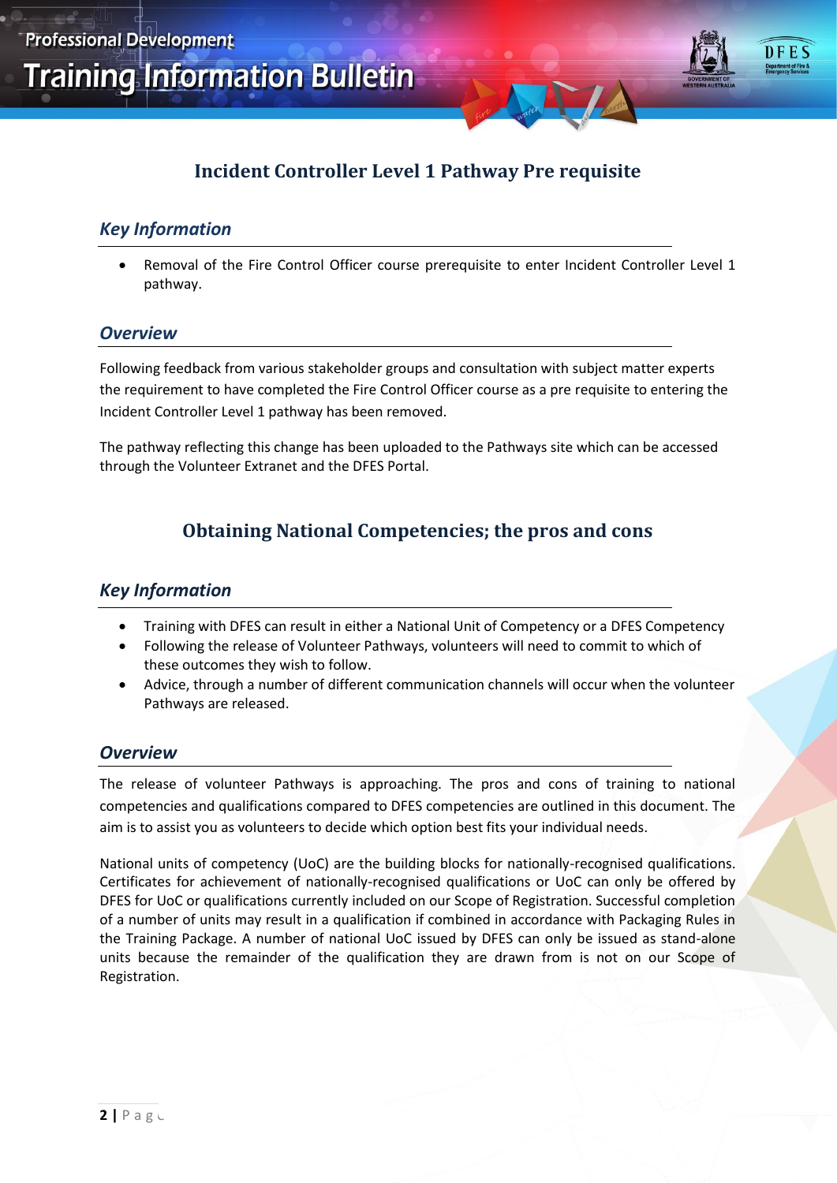## Incident Controller Level 1 Pathway Pre requisite

### *Key Information*

- Removal of the Fire Control Officer course prerequisite to enter Incident Controller Level 1 pathway.

### *Overview*

Following feedback from various stakeholder groups and consultation with subject matter experts the requirement to have completed the Fire Control Officer course as a pre requisite to entering the Incident Controller Level 1 pathway has been removed.

The pathway reflecting this change has been uploaded to the Pathways site which can be accessed through the Volunteer Extranet and the DFES Portal.

## Obtaining National Competencies; the pros and cons

### *Key Information*

- Training with DFES can result in either a National Unit of Competency or a DFES Competency
- Following the release of Volunteer Pathways, volunteers will need to commit to which of these outcomes they wish to follow.
- Advice, through a number of different communication channels will occur when the volunteer Pathways are released.

### *Overview*

The release of volunteer Pathways is approaching. The pros and cons of training to national competencies and qualifications compared to DFES competencies are outlined in this document. The aim is to assist you as volunteers to decide which option best fits your individual needs.

National units of competency (UoC) are the building blocks for nationally-recognised qualifications. Certificates for achievement of nationally-recognised qualifications or UoC can only be offered by DFES for UoC or qualifications currently included on our Scope of Registration. Successful completion of a number of units may result in a qualification if combined in accordance with Packaging Rules in the Training Package. A number of national UoC issued by DFES can only be issued as stand-alone units because the remainder of the qualification they are drawn from is not on our Scope of Registration.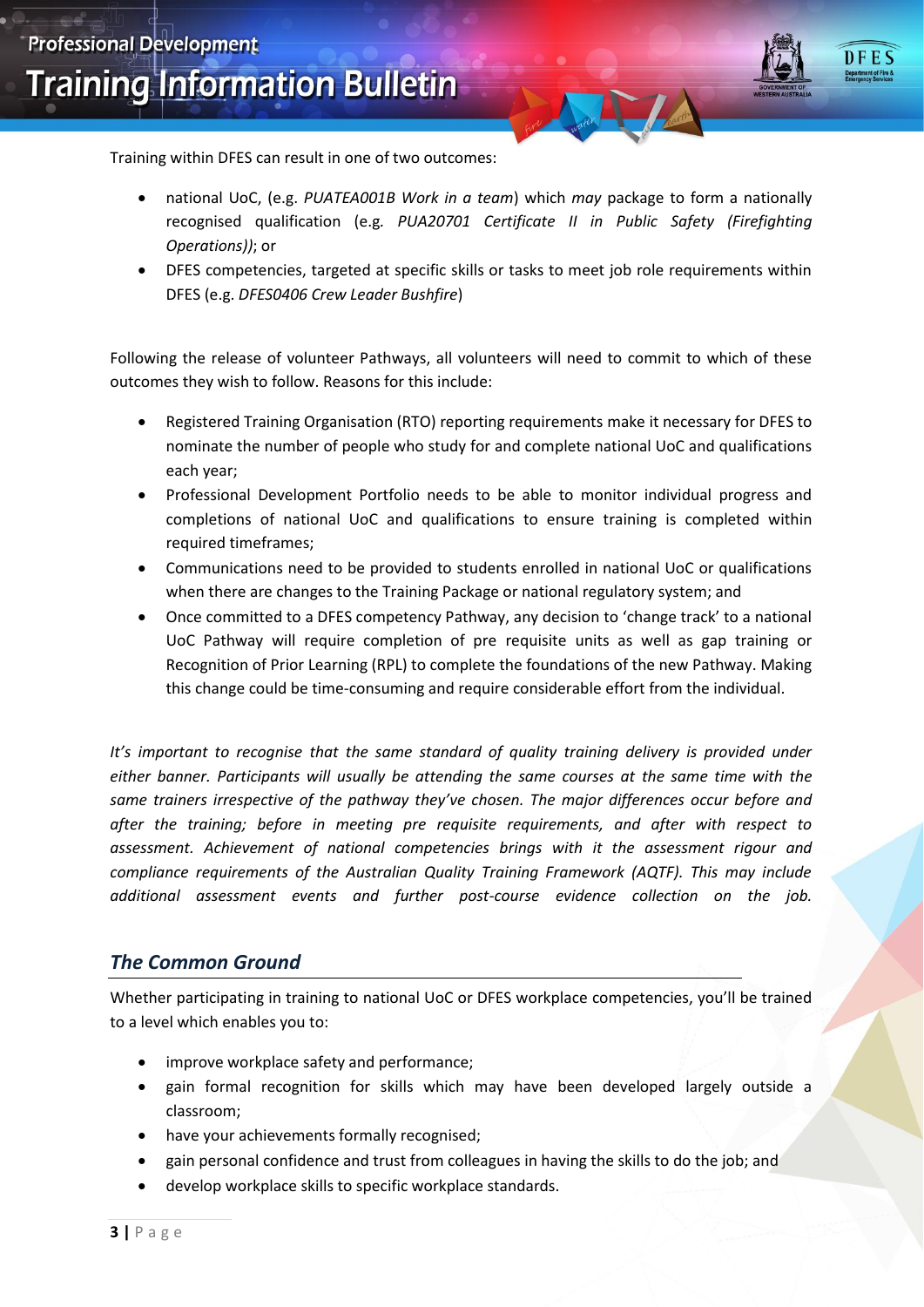Training within DFES can result in one of two outcomes:

- national UoC, (e.g. *PUATEA001B Work in a team*) which *may* package to form a nationally recognised qualification (e.g. *PUA20701 Certificate II in Public Safety (Firefighting Operations))*; or
- DFES competencies, targeted at specific skills or tasks to meet job role requirements within DFES (e.g. *DFES0406 Crew Leader Bushfire*)

Following the release of volunteer Pathways, all volunteers will need to commit to which of these outcomes they wish to follow. Reasons for this include:

- Registered Training Organisation (RTO) reporting requirements make it necessary for DFES to nominate the number of people who study for and complete national UoC and qualifications each year;
- Professional Development Portfolio needs to be able to monitor individual progress and completions of national UoC and qualifications to ensure training is completed within required timeframes;
- Communications need to be provided to students enrolled in national UoC or qualifications when there are changes to the Training Package or national regulatory system; and
- Once committed to a DFES competency Pathway, any decision to 'change track' to a national UoC Pathway will require completion of pre requisite units as well as gap training or Recognition of Prior Learning (RPL) to complete the foundations of the new Pathway. Making this change could be time-consuming and require considerable effort from the individual.

*It's important to recognise that the same standard of quality training delivery is provided under either banner. Participants will usually be attending the same courses at the same time with the same trainers irrespective of the pathway they've chosen. The major differences occur before and after the training; before in meeting pre requisite requirements, and after with respect to assessment. Achievement of national competencies brings with it the assessment rigour and compliance requirements of the Australian Quality Training Framework (AQTF). This may include additional assessment events and further post-course evidence collection on the job.*

## *The Common Ground*

Whether participating in training to national UoC or DFES workplace competencies, you'll be trained to a level which enables you to:

- improve workplace safety and performance;
- gain formal recognition for skills which may have been developed largely outside a classroom;
- have your achievements formally recognised;
- gain personal confidence and trust from colleagues in having the skills to do the job; and
- develop workplace skills to specific workplace standards.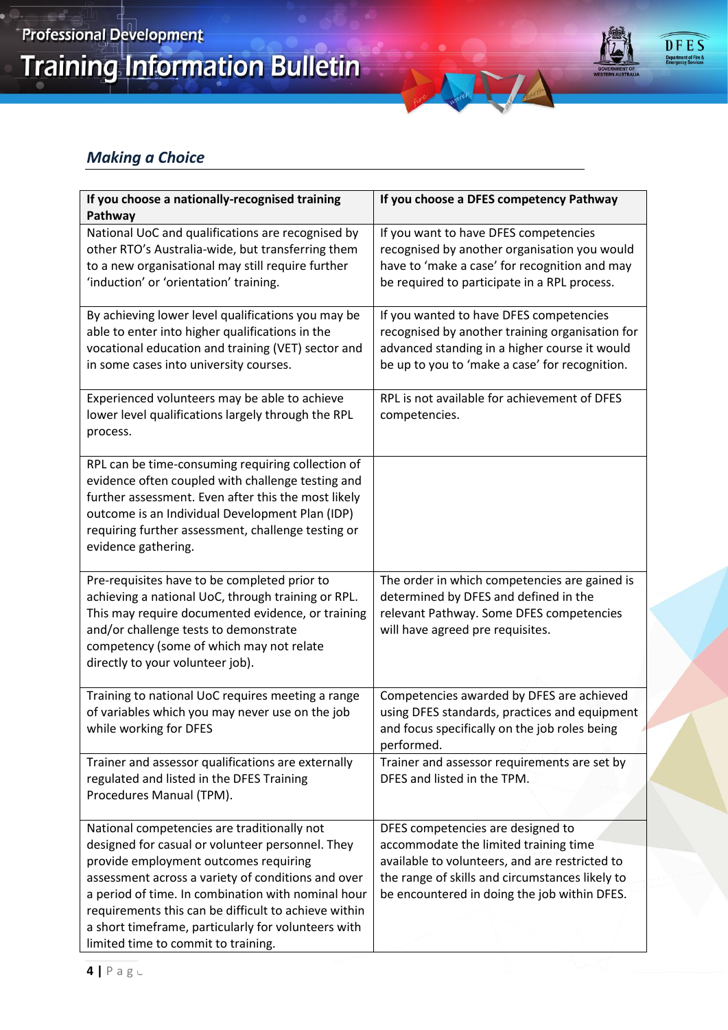## *Making a Choice*

| If you choose a nationally-recognised training Pathway | If you choose a DFES competency Pathway |
| --- | --- |
| National UoC and qualifications are recognised by other RTO's Australia-wide, but transferring them to a new organisational may still require further 'induction' or 'orientation' training. | If you want to have DFES competencies recognised by another organisation you would have to 'make a case' for recognition and may be required to participate in a RPL process. |
| By achieving lower level qualifications you may be able to enter into higher qualifications in the vocational education and training (VET) sector and in some cases into university courses. | If you wanted to have DFES competencies recognised by another training organisation for advanced standing in a higher course it would be up to you to 'make a case' for recognition. |
| Experienced volunteers may be able to achieve lower level qualifications largely through the RPL process. | RPL is not available for achievement of DFES competencies. |
| RPL can be time-consuming requiring collection of evidence often coupled with challenge testing and further assessment. Even after this the most likely outcome is an Individual Development Plan (IDP) requiring further assessment, challenge testing or evidence gathering. | |
| Pre-requisites have to be completed prior to achieving a national UoC, through training or RPL. This may require documented evidence, or training and/or challenge tests to demonstrate competency (some of which may not relate directly to your volunteer job). | The order in which competencies are gained is determined by DFES and defined in the relevant Pathway. Some DFES competencies will have agreed pre requisites. |
| Training to national UoC requires meeting a range of variables which you may never use on the job while working for DFES | Competencies awarded by DFES are achieved using DFES standards, practices and equipment and focus specifically on the job roles being performed. |
| Trainer and assessor qualifications are externally regulated and listed in the DFES Training Procedures Manual (TPM). | Trainer and assessor requirements are set by DFES and listed in the TPM. |
| National competencies are traditionally not designed for casual or volunteer personnel. They provide employment outcomes requiring assessment across a variety of conditions and over a period of time. In combination with nominal hour requirements this can be difficult to achieve within a short timeframe, particularly for volunteers with limited time to commit to training. | DFES competencies are designed to accommodate the limited training time available to volunteers, and are restricted to the range of skills and circumstances likely to be encountered in doing the job within DFES. |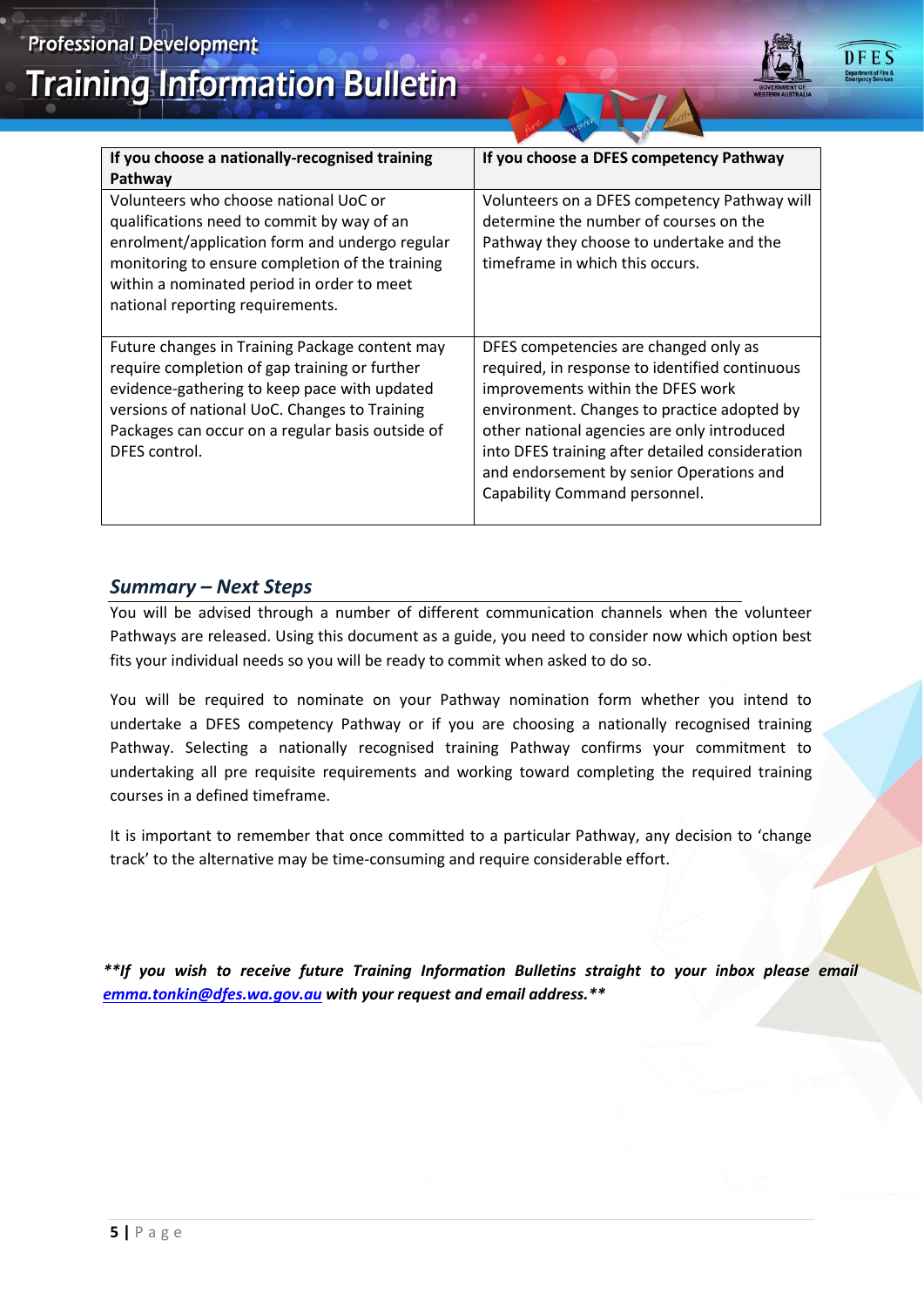| If you choose a nationally-recognised training Pathway | If you choose a DFES competency Pathway |
|---|---|
| Volunteers who choose national UoC or qualifications need to commit by way of an enrolment/application form and undergo regular monitoring to ensure completion of the training within a nominated period in order to meet national reporting requirements. | Volunteers on a DFES competency Pathway will determine the number of courses on the Pathway they choose to undertake and the timeframe in which this occurs. |
| Future changes in Training Package content may require completion of gap training or further evidence-gathering to keep pace with updated versions of national UoC. Changes to Training Packages can occur on a regular basis outside of DFES control. | DFES competencies are changed only as required, in response to identified continuous improvements within the DFES work environment. Changes to practice adopted by other national agencies are only introduced into DFES training after detailed consideration and endorsement by senior Operations and Capability Command personnel. |

## *Summary – Next Steps*

You will be advised through a number of different communication channels when the volunteer Pathways are released. Using this document as a guide, you need to consider now which option best fits your individual needs so you will be ready to commit when asked to do so.

You will be required to nominate on your Pathway nomination form whether you intend to undertake a DFES competency Pathway or if you are choosing a nationally recognised training Pathway. Selecting a nationally recognised training Pathway confirms your commitment to undertaking all pre requisite requirements and working toward completing the required training courses in a defined timeframe.

It is important to remember that once committed to a particular Pathway, any decision to 'change track' to the alternative may be time-consuming and require considerable effort.

***\*\*If you wish to receive future Training Information Bulletins straight to your inbox please email [emma.tonkin@dfes.wa.gov.au](mailto:emma.tonkin@dfes.wa.gov.au) with your request and email address.\*\****